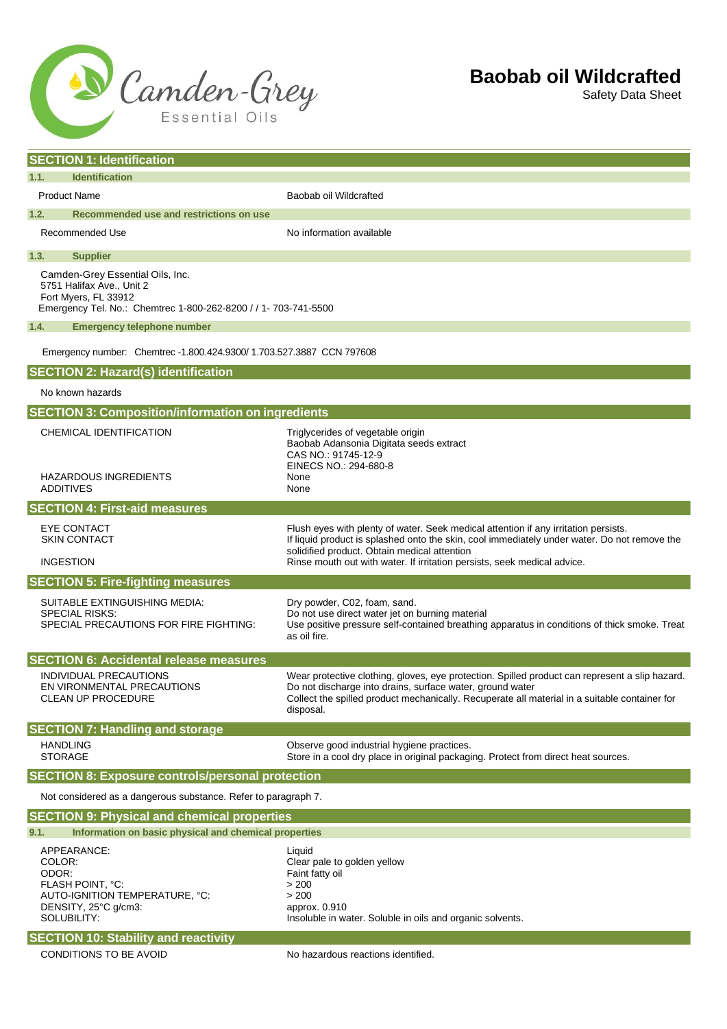Camden-Grey Essential Oils

# Baobab oil Wildcrafted

Safety Data Sheet

## SECTION 1: Identification

### 1.1. Identification

| | |
|---|---|
| Product Name | Baobab oil Wildcrafted |

### 1.2. Recommended use and restrictions on use

| | |
|---|---|
| Recommended Use | No information available |

### 1.3. Supplier

Camden-Grey Essential Oils, Inc.
5751 Halifax Ave., Unit 2
Fort Myers, FL 33912
Emergency Tel. No.: Chemtrec 1-800-262-8200 / / 1- 703-741-5500

### 1.4. Emergency telephone number

Emergency number: Chemtrec -1.800.424.9300/ 1.703.527.3887 CCN 797608

## SECTION 2: Hazard(s) identification

No known hazards

## SECTION 3: Composition/information on ingredients

| | |
|---|---|
| CHEMICAL IDENTIFICATION | Triglycerides of vegetable origin<br>Baobab Adansonia Digitata seeds extract<br>CAS NO.: 91745-12-9<br>EINECS NO.: 294-680-8 |
| HAZARDOUS INGREDIENTS | None |
| ADDITIVES | None |

## SECTION 4: First-aid measures

| | |
|---|---|
| EYE CONTACT | Flush eyes with plenty of water. Seek medical attention if any irritation persists. |
| SKIN CONTACT | If liquid product is splashed onto the skin, cool immediately under water. Do not remove the solidified product. Obtain medical attention |
| INGESTION | Rinse mouth out with water. If irritation persists, seek medical advice. |

## SECTION 5: Fire-fighting measures

| | |
|---|---|
| SUITABLE EXTINGUISHING MEDIA: | Dry powder, C02, foam, sand. |
| SPECIAL RISKS: | Do not use direct water jet on burning material |
| SPECIAL PRECAUTIONS FOR FIRE FIGHTING: | Use positive pressure self-contained breathing apparatus in conditions of thick smoke. Treat as oil fire. |

## SECTION 6: Accidental release measures

| | |
|---|---|
| INDIVIDUAL PRECAUTIONS | Wear protective clothing, gloves, eye protection. Spilled product can represent a slip hazard. |
| EN VIRONMENTAL PRECAUTIONS | Do not discharge into drains, surface water, ground water |
| CLEAN UP PROCEDURE | Collect the spilled product mechanically. Recuperate all material in a suitable container for disposal. |

## SECTION 7: Handling and storage

| | |
|---|---|
| HANDLING | Observe good industrial hygiene practices. |
| STORAGE | Store in a cool dry place in original packaging. Protect from direct heat sources. |

## SECTION 8: Exposure controls/personal protection

Not considered as a dangerous substance. Refer to paragraph 7.

## SECTION 9: Physical and chemical properties

### 9.1. Information on basic physical and chemical properties

| | |
|---|---|
| APPEARANCE: | Liquid |
| COLOR: | Clear pale to golden yellow |
| ODOR: | Faint fatty oil |
| FLASH POINT, °C: | > 200 |
| AUTO-IGNITION TEMPERATURE, °C: | > 200 |
| DENSITY, 25°C g/cm3: | approx. 0.910 |
| SOLUBILITY: | Insoluble in water. Soluble in oils and organic solvents. |

## SECTION 10: Stability and reactivity

| | |
|---|---|
| CONDITIONS TO BE AVOID | No hazardous reactions identified. |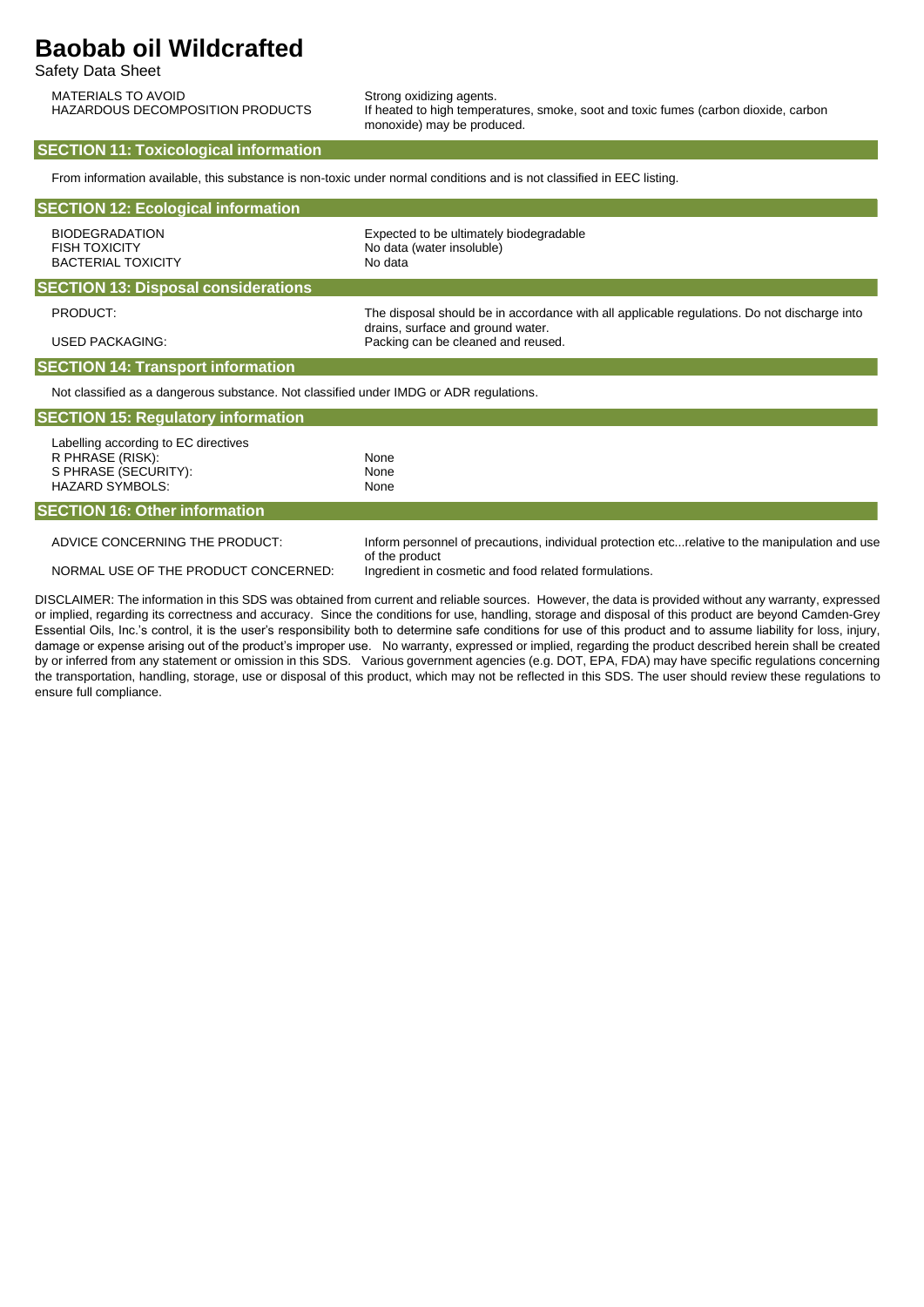# Baobab oil Wildcrafted

Safety Data Sheet

| | |
|---|---|
| MATERIALS TO AVOID | Strong oxidizing agents. |
| HAZARDOUS DECOMPOSITION PRODUCTS | If heated to high temperatures, smoke, soot and toxic fumes (carbon dioxide, carbon monoxide) may be produced. |

## SECTION 11: Toxicological information

From information available, this substance is non-toxic under normal conditions and is not classified in EEC listing.

## SECTION 12: Ecological information

| | |
|---|---|
| BIODEGRADATION | Expected to be ultimately biodegradable |
| FISH TOXICITY | No data (water insoluble) |
| BACTERIAL TOXICITY | No data |

## SECTION 13: Disposal considerations

| | |
|---|---|
| PRODUCT: | The disposal should be in accordance with all applicable regulations. Do not discharge into drains, surface and ground water. |
| USED PACKAGING: | Packing can be cleaned and reused. |

## SECTION 14: Transport information

Not classified as a dangerous substance. Not classified under IMDG or ADR regulations.

## SECTION 15: Regulatory information

Labelling according to EC directives

| | |
|---|---|
| R PHRASE (RISK): | None |
| S PHRASE (SECURITY): | None |
| HAZARD SYMBOLS: | None |

## SECTION 16: Other information

| | |
|---|---|
| ADVICE CONCERNING THE PRODUCT: | Inform personnel of precautions, individual protection etc...relative to the manipulation and use of the product |
| NORMAL USE OF THE PRODUCT CONCERNED: | Ingredient in cosmetic and food related formulations. |

DISCLAIMER: The information in this SDS was obtained from current and reliable sources. However, the data is provided without any warranty, expressed or implied, regarding its correctness and accuracy. Since the conditions for use, handling, storage and disposal of this product are beyond Camden-Grey Essential Oils, Inc.'s control, it is the user's responsibility both to determine safe conditions for use of this product and to assume liability for loss, injury, damage or expense arising out of the product's improper use. No warranty, expressed or implied, regarding the product described herein shall be created by or inferred from any statement or omission in this SDS. Various government agencies (e.g. DOT, EPA, FDA) may have specific regulations concerning the transportation, handling, storage, use or disposal of this product, which may not be reflected in this SDS. The user should review these regulations to ensure full compliance.